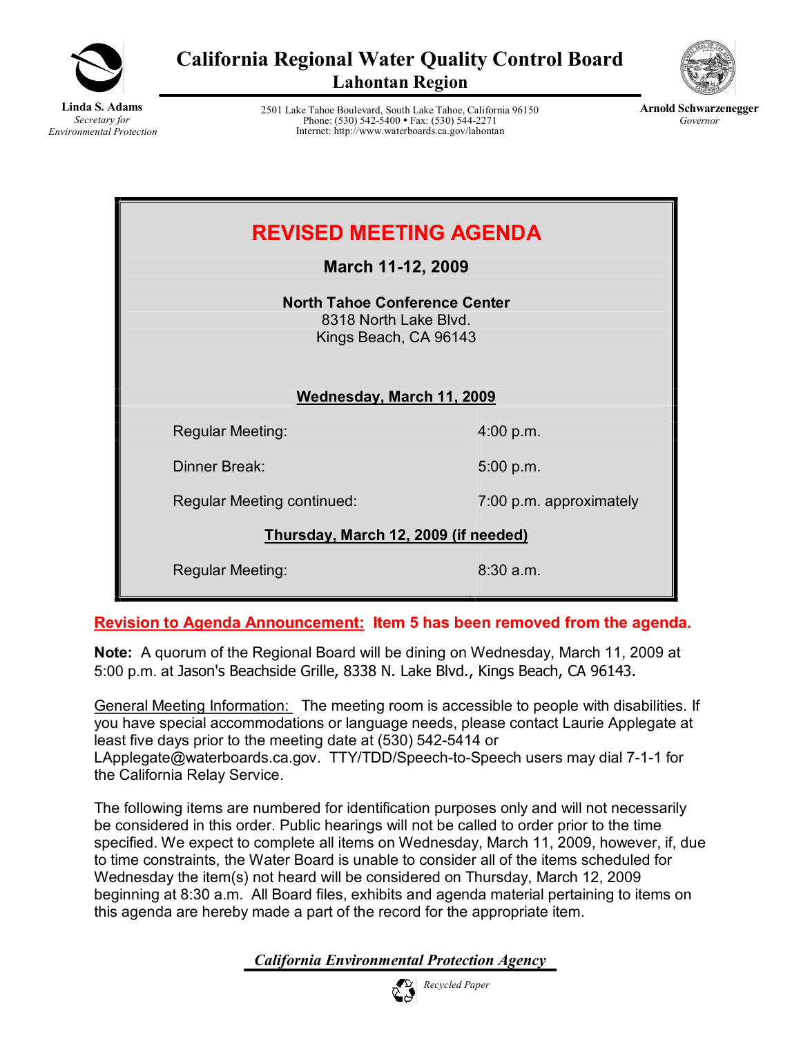# California Regional Water Quality Control Board
## Lahontan Region

**Linda S. Adams**
*Secretary for Environmental Protection*

2501 Lake Tahoe Boulevard, South Lake Tahoe, California 96150
Phone: (530) 542-5400 • Fax: (530) 544-2271
Internet: http://www.waterboards.ca.gov/lahontan

**Arnold Schwarzenegger**
*Governor*

# REVISED MEETING AGENDA

**March 11-12, 2009**

**North Tahoe Conference Center**
8318 North Lake Blvd.
Kings Beach, CA 96143

**Wednesday, March 11, 2009**

| | |
|---|---|
| Regular Meeting: | 4:00 p.m. |
| Dinner Break: | 5:00 p.m. |
| Regular Meeting continued: | 7:00 p.m. approximately |

**Thursday, March 12, 2009 (if needed)**

| | |
|---|---|
| Regular Meeting: | 8:30 a.m. |

**Revision to Agenda Announcement: Item 5 has been removed from the agenda.**

**Note:** A quorum of the Regional Board will be dining on Wednesday, March 11, 2009 at 5:00 p.m. at Jason's Beachside Grille, 8338 N. Lake Blvd., Kings Beach, CA 96143.

General Meeting Information: The meeting room is accessible to people with disabilities. If you have special accommodations or language needs, please contact Laurie Applegate at least five days prior to the meeting date at (530) 542-5414 or LApplegate@waterboards.ca.gov. TTY/TDD/Speech-to-Speech users may dial 7-1-1 for the California Relay Service.

The following items are numbered for identification purposes only and will not necessarily be considered in this order. Public hearings will not be called to order prior to the time specified. We expect to complete all items on Wednesday, March 11, 2009, however, if, due to time constraints, the Water Board is unable to consider all of the items scheduled for Wednesday the item(s) not heard will be considered on Thursday, March 12, 2009 beginning at 8:30 a.m. All Board files, exhibits and agenda material pertaining to items on this agenda are hereby made a part of the record for the appropriate item.

*California Environmental Protection Agency*

*Recycled Paper*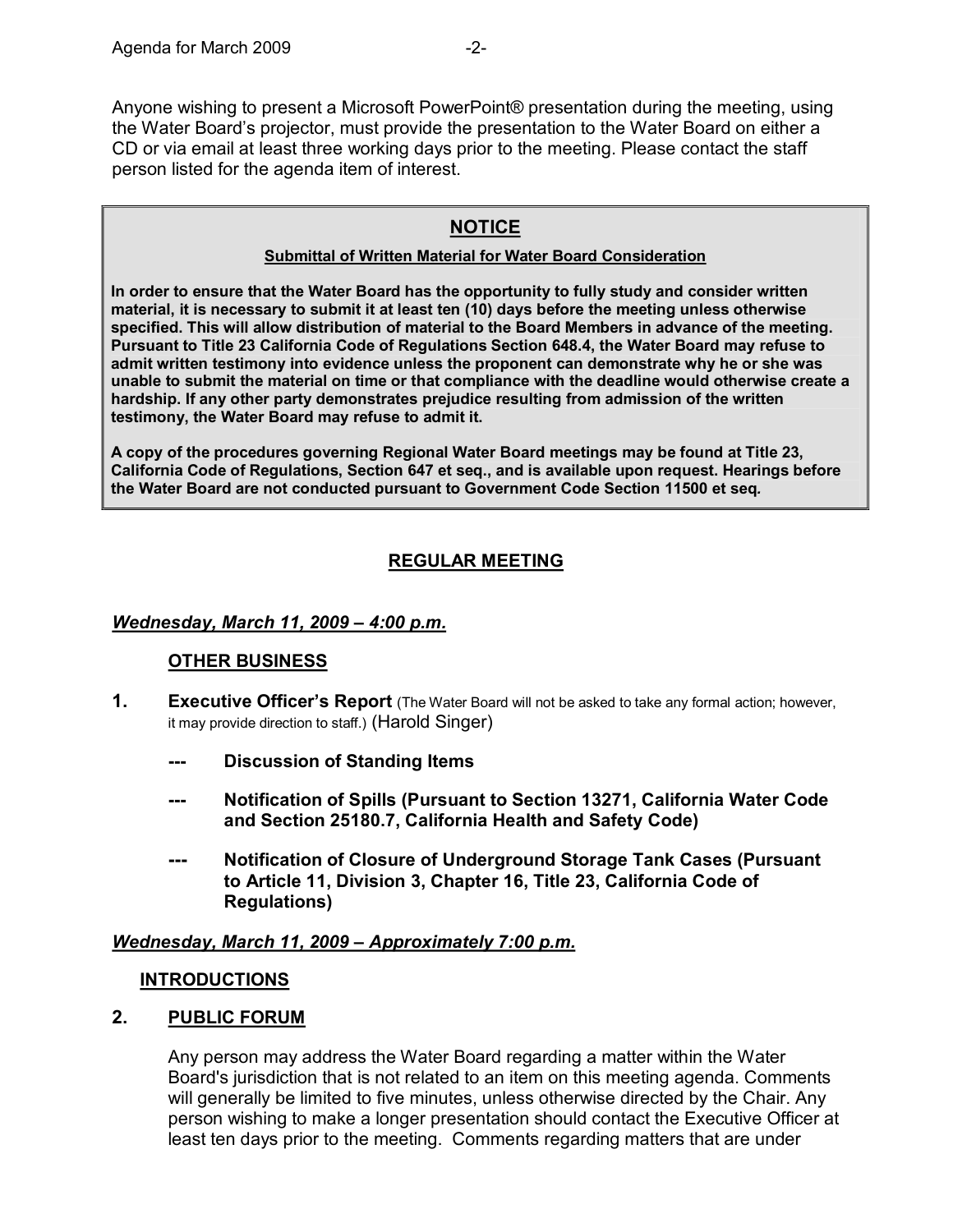Anyone wishing to present a Microsoft PowerPoint® presentation during the meeting, using the Water Board's projector, must provide the presentation to the Water Board on either a CD or via email at least three working days prior to the meeting. Please contact the staff person listed for the agenda item of interest.

## NOTICE

**Submittal of Written Material for Water Board Consideration**

**In order to ensure that the Water Board has the opportunity to fully study and consider written material, it is necessary to submit it at least ten (10) days before the meeting unless otherwise specified. This will allow distribution of material to the Board Members in advance of the meeting. Pursuant to Title 23 California Code of Regulations Section 648.4, the Water Board may refuse to admit written testimony into evidence unless the proponent can demonstrate why he or she was unable to submit the material on time or that compliance with the deadline would otherwise create a hardship. If any other party demonstrates prejudice resulting from admission of the written testimony, the Water Board may refuse to admit it.**

**A copy of the procedures governing Regional Water Board meetings may be found at Title 23, California Code of Regulations, Section 647 et seq., and is available upon request. Hearings before the Water Board are not conducted pursuant to Government Code Section 11500 et seq.**

## REGULAR MEETING

***Wednesday, March 11, 2009 – 4:00 p.m.***

### OTHER BUSINESS

1. **Executive Officer's Report** (The Water Board will not be asked to take any formal action; however, it may provide direction to staff.) (Harold Singer)

   **--- Discussion of Standing Items**

   **--- Notification of Spills (Pursuant to Section 13271, California Water Code and Section 25180.7, California Health and Safety Code)**

   **--- Notification of Closure of Underground Storage Tank Cases (Pursuant to Article 11, Division 3, Chapter 16, Title 23, California Code of Regulations)**

***Wednesday, March 11, 2009 – Approximately 7:00 p.m.***

### INTRODUCTIONS

2. **PUBLIC FORUM**

   Any person may address the Water Board regarding a matter within the Water Board's jurisdiction that is not related to an item on this meeting agenda. Comments will generally be limited to five minutes, unless otherwise directed by the Chair. Any person wishing to make a longer presentation should contact the Executive Officer at least ten days prior to the meeting. Comments regarding matters that are under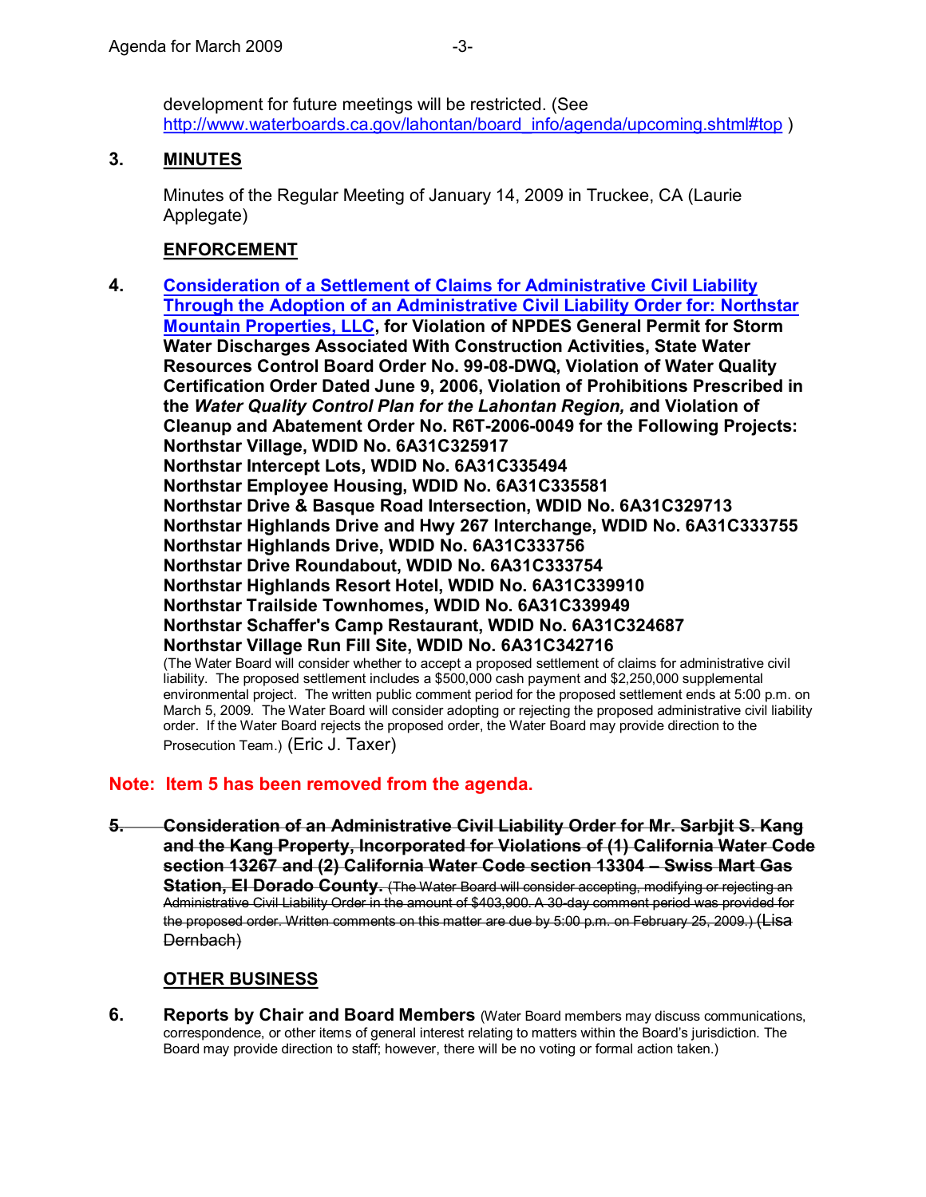development for future meetings will be restricted. (See http://www.waterboards.ca.gov/lahontan/board_info/agenda/upcoming.shtml#top )

3. **MINUTES**

Minutes of the Regular Meeting of January 14, 2009 in Truckee, CA (Laurie Applegate)

**ENFORCEMENT**

4. **Consideration of a Settlement of Claims for Administrative Civil Liability Through the Adoption of an Administrative Civil Liability Order for: Northstar Mountain Properties, LLC, for Violation of NPDES General Permit for Storm Water Discharges Associated With Construction Activities, State Water Resources Control Board Order No. 99-08-DWQ, Violation of Water Quality Certification Order Dated June 9, 2006, Violation of Prohibitions Prescribed in the *Water Quality Control Plan for the Lahontan Region,* and Violation of Cleanup and Abatement Order No. R6T-2006-0049 for the Following Projects:**
**Northstar Village, WDID No. 6A31C325917**
**Northstar Intercept Lots, WDID No. 6A31C335494**
**Northstar Employee Housing, WDID No. 6A31C335581**
**Northstar Drive & Basque Road Intersection, WDID No. 6A31C329713**
**Northstar Highlands Drive and Hwy 267 Interchange, WDID No. 6A31C333755**
**Northstar Highlands Drive, WDID No. 6A31C333756**
**Northstar Drive Roundabout, WDID No. 6A31C333754**
**Northstar Highlands Resort Hotel, WDID No. 6A31C339910**
**Northstar Trailside Townhomes, WDID No. 6A31C339949**
**Northstar Schaffer's Camp Restaurant, WDID No. 6A31C324687**
**Northstar Village Run Fill Site, WDID No. 6A31C342716**
(The Water Board will consider whether to accept a proposed settlement of claims for administrative civil liability. The proposed settlement includes a $500,000 cash payment and $2,250,000 supplemental environmental project. The written public comment period for the proposed settlement ends at 5:00 p.m. on March 5, 2009. The Water Board will consider adopting or rejecting the proposed administrative civil liability order. If the Water Board rejects the proposed order, the Water Board may provide direction to the Prosecution Team.) (Eric J. Taxer)

**Note: Item 5 has been removed from the agenda.**

~~5. **Consideration of an Administrative Civil Liability Order for Mr. Sarbjit S. Kang and the Kang Property, Incorporated for Violations of (1) California Water Code section 13267 and (2) California Water Code section 13304 – Swiss Mart Gas Station, El Dorado County.** (The Water Board will consider accepting, modifying or rejecting an Administrative Civil Liability Order in the amount of $403,900. A 30-day comment period was provided for the proposed order. Written comments on this matter are due by 5:00 p.m. on February 25, 2009.) (Lisa Dernbach)~~

**OTHER BUSINESS**

6. **Reports by Chair and Board Members** (Water Board members may discuss communications, correspondence, or other items of general interest relating to matters within the Board's jurisdiction. The Board may provide direction to staff; however, there will be no voting or formal action taken.)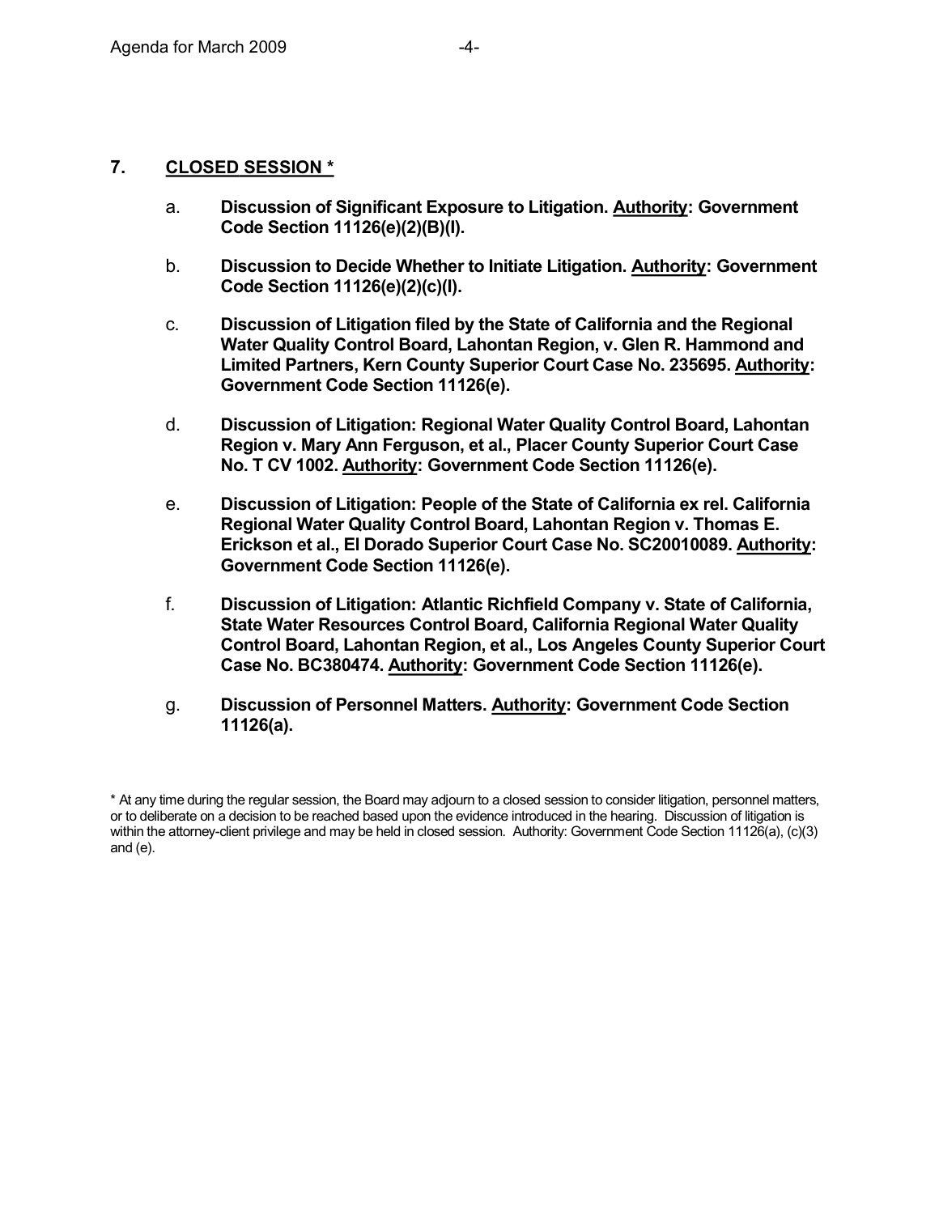## 7. <u>CLOSED SESSION *</u>

a. **Discussion of Significant Exposure to Litigation. <u>Authority</u>: Government Code Section 11126(e)(2)(B)(I).**

b. **Discussion to Decide Whether to Initiate Litigation. <u>Authority</u>: Government Code Section 11126(e)(2)(c)(I).**

c. **Discussion of Litigation filed by the State of California and the Regional Water Quality Control Board, Lahontan Region, v. Glen R. Hammond and Limited Partners, Kern County Superior Court Case No. 235695. <u>Authority</u>: Government Code Section 11126(e).**

d. **Discussion of Litigation: Regional Water Quality Control Board, Lahontan Region v. Mary Ann Ferguson, et al., Placer County Superior Court Case No. T CV 1002. <u>Authority</u>: Government Code Section 11126(e).**

e. **Discussion of Litigation: People of the State of California ex rel. California Regional Water Quality Control Board, Lahontan Region v. Thomas E. Erickson et al., El Dorado Superior Court Case No. SC20010089. <u>Authority</u>: Government Code Section 11126(e).**

f. **Discussion of Litigation: Atlantic Richfield Company v. State of California, State Water Resources Control Board, California Regional Water Quality Control Board, Lahontan Region, et al., Los Angeles County Superior Court Case No. BC380474. <u>Authority</u>: Government Code Section 11126(e).**

g. **Discussion of Personnel Matters. <u>Authority</u>: Government Code Section 11126(a).**

* At any time during the regular session, the Board may adjourn to a closed session to consider litigation, personnel matters, or to deliberate on a decision to be reached based upon the evidence introduced in the hearing. Discussion of litigation is within the attorney-client privilege and may be held in closed session. Authority: Government Code Section 11126(a), (c)(3) and (e).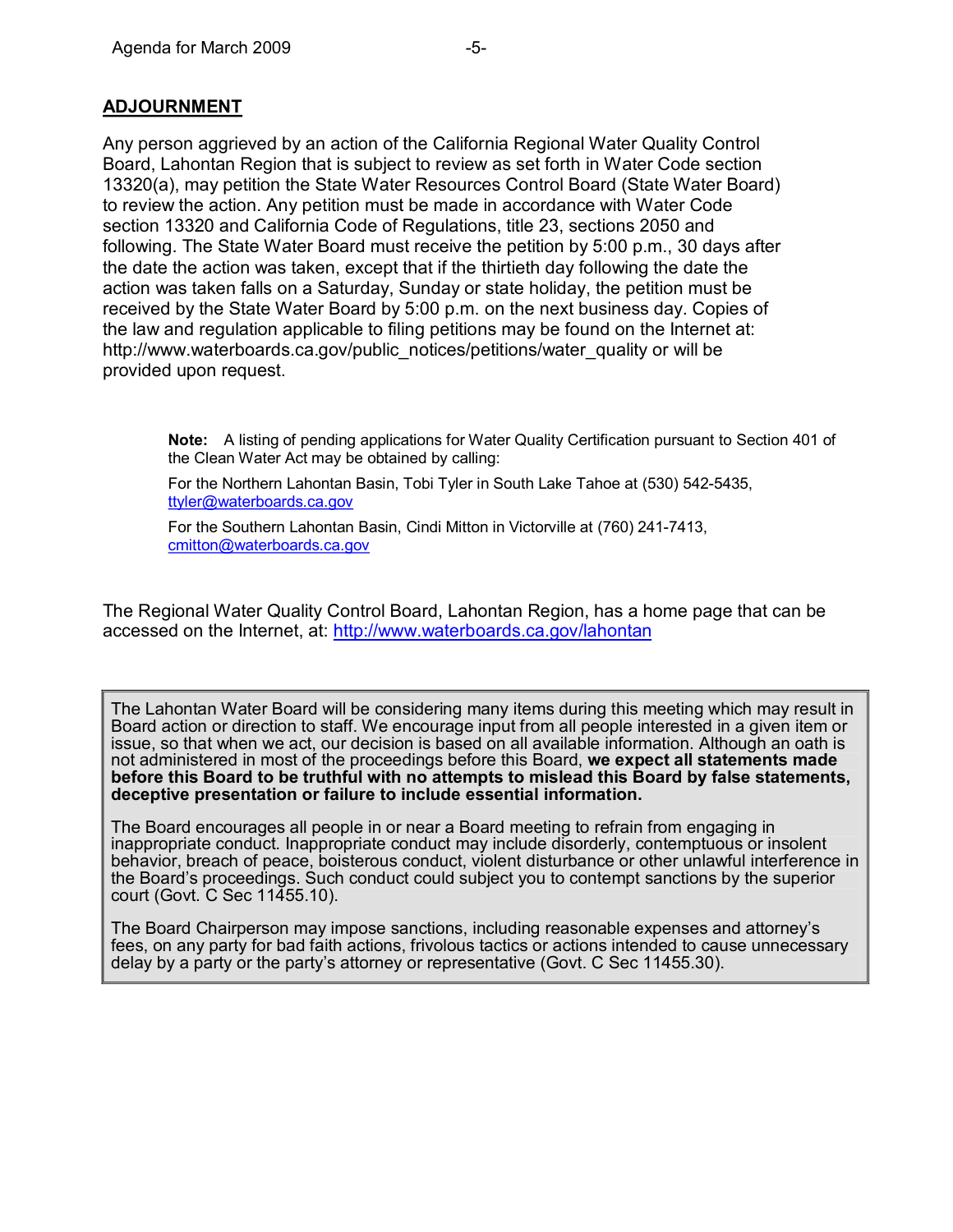## ADJOURNMENT

Any person aggrieved by an action of the California Regional Water Quality Control Board, Lahontan Region that is subject to review as set forth in Water Code section 13320(a), may petition the State Water Resources Control Board (State Water Board) to review the action. Any petition must be made in accordance with Water Code section 13320 and California Code of Regulations, title 23, sections 2050 and following. The State Water Board must receive the petition by 5:00 p.m., 30 days after the date the action was taken, except that if the thirtieth day following the date the action was taken falls on a Saturday, Sunday or state holiday, the petition must be received by the State Water Board by 5:00 p.m. on the next business day. Copies of the law and regulation applicable to filing petitions may be found on the Internet at: http://www.waterboards.ca.gov/public_notices/petitions/water_quality or will be provided upon request.

> **Note:** A listing of pending applications for Water Quality Certification pursuant to Section 401 of the Clean Water Act may be obtained by calling:
>
> For the Northern Lahontan Basin, Tobi Tyler in South Lake Tahoe at (530) 542-5435, ttyler@waterboards.ca.gov
>
> For the Southern Lahontan Basin, Cindi Mitton in Victorville at (760) 241-7413, cmitton@waterboards.ca.gov

The Regional Water Quality Control Board, Lahontan Region, has a home page that can be accessed on the Internet, at: http://www.waterboards.ca.gov/lahontan

The Lahontan Water Board will be considering many items during this meeting which may result in Board action or direction to staff. We encourage input from all people interested in a given item or issue, so that when we act, our decision is based on all available information. Although an oath is not administered in most of the proceedings before this Board, **we expect all statements made before this Board to be truthful with no attempts to mislead this Board by false statements, deceptive presentation or failure to include essential information.**

The Board encourages all people in or near a Board meeting to refrain from engaging in inappropriate conduct. Inappropriate conduct may include disorderly, contemptuous or insolent behavior, breach of peace, boisterous conduct, violent disturbance or other unlawful interference in the Board's proceedings. Such conduct could subject you to contempt sanctions by the superior court (Govt. C Sec 11455.10).

The Board Chairperson may impose sanctions, including reasonable expenses and attorney's fees, on any party for bad faith actions, frivolous tactics or actions intended to cause unnecessary delay by a party or the party's attorney or representative (Govt. C Sec 11455.30).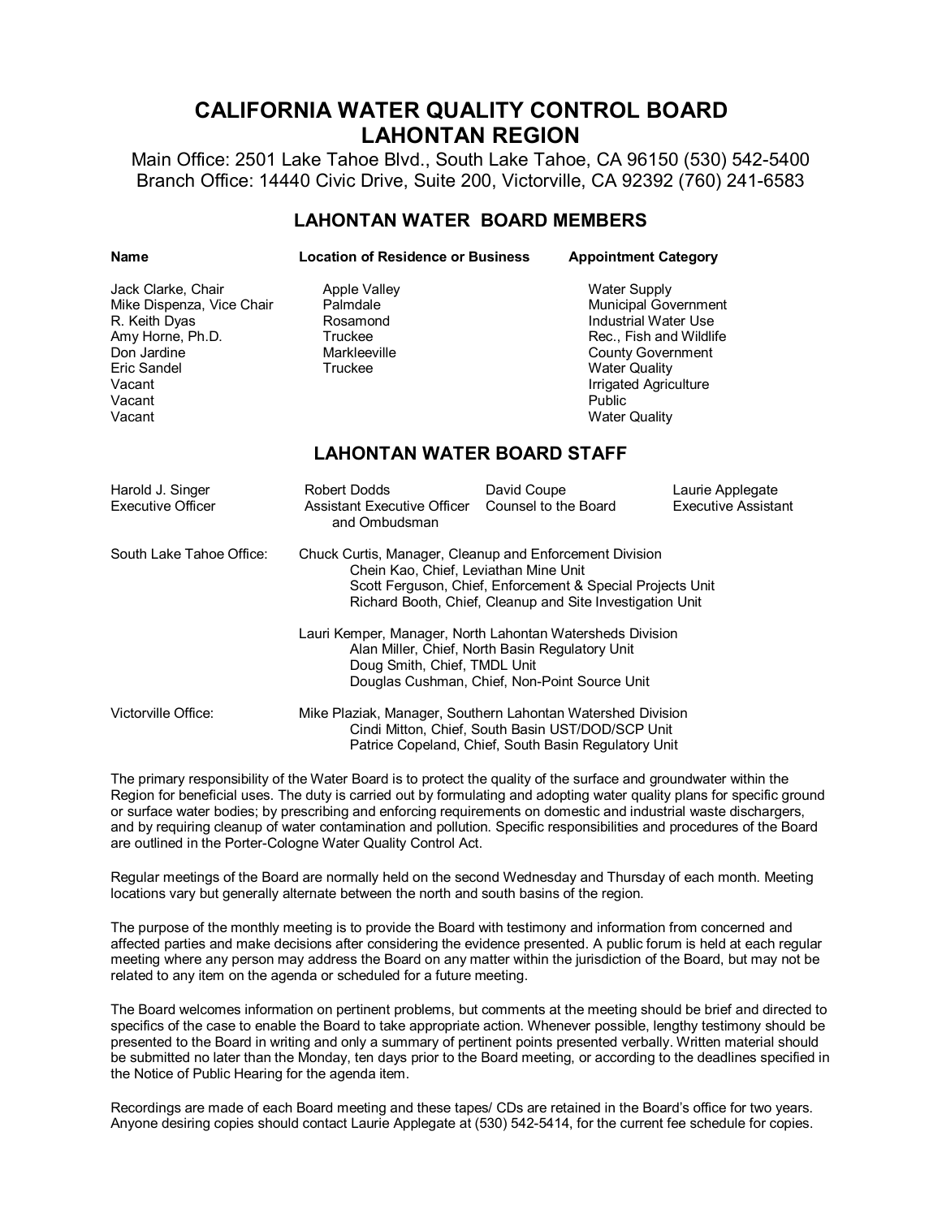# CALIFORNIA WATER QUALITY CONTROL BOARD
# LAHONTAN REGION

Main Office: 2501 Lake Tahoe Blvd., South Lake Tahoe, CA 96150 (530) 542-5400
Branch Office: 14440 Civic Drive, Suite 200, Victorville, CA 92392 (760) 241-6583

## LAHONTAN WATER BOARD MEMBERS

| Name | Location of Residence or Business | Appointment Category |
|---|---|---|
| Jack Clarke, Chair | Apple Valley | Water Supply |
| Mike Dispenza, Vice Chair | Palmdale | Municipal Government |
| R. Keith Dyas | Rosamond | Industrial Water Use |
| Amy Horne, Ph.D. | Truckee | Rec., Fish and Wildlife |
| Don Jardine | Markleeville | County Government |
| Eric Sandel | Truckee | Water Quality |
| Vacant | | Irrigated Agriculture |
| Vacant | | Public |
| Vacant | | Water Quality |

## LAHONTAN WATER BOARD STAFF

| Harold J. Singer | Robert Dodds | David Coupe | Laurie Applegate |
|---|---|---|---|
| Executive Officer | Assistant Executive Officer and Ombudsman | Counsel to the Board | Executive Assistant |

South Lake Tahoe Office:

- Chuck Curtis, Manager, Cleanup and Enforcement Division
  - Chein Kao, Chief, Leviathan Mine Unit
  - Scott Ferguson, Chief, Enforcement & Special Projects Unit
  - Richard Booth, Chief, Cleanup and Site Investigation Unit
- Lauri Kemper, Manager, North Lahontan Watersheds Division
  - Alan Miller, Chief, North Basin Regulatory Unit
  - Doug Smith, Chief, TMDL Unit
  - Douglas Cushman, Chief, Non-Point Source Unit

Victorville Office:

- Mike Plaziak, Manager, Southern Lahontan Watershed Division
  - Cindi Mitton, Chief, South Basin UST/DOD/SCP Unit
  - Patrice Copeland, Chief, South Basin Regulatory Unit

The primary responsibility of the Water Board is to protect the quality of the surface and groundwater within the Region for beneficial uses. The duty is carried out by formulating and adopting water quality plans for specific ground or surface water bodies; by prescribing and enforcing requirements on domestic and industrial waste dischargers, and by requiring cleanup of water contamination and pollution. Specific responsibilities and procedures of the Board are outlined in the Porter-Cologne Water Quality Control Act.

Regular meetings of the Board are normally held on the second Wednesday and Thursday of each month. Meeting locations vary but generally alternate between the north and south basins of the region.

The purpose of the monthly meeting is to provide the Board with testimony and information from concerned and affected parties and make decisions after considering the evidence presented. A public forum is held at each regular meeting where any person may address the Board on any matter within the jurisdiction of the Board, but may not be related to any item on the agenda or scheduled for a future meeting.

The Board welcomes information on pertinent problems, but comments at the meeting should be brief and directed to specifics of the case to enable the Board to take appropriate action. Whenever possible, lengthy testimony should be presented to the Board in writing and only a summary of pertinent points presented verbally. Written material should be submitted no later than the Monday, ten days prior to the Board meeting, or according to the deadlines specified in the Notice of Public Hearing for the agenda item.

Recordings are made of each Board meeting and these tapes/ CDs are retained in the Board's office for two years. Anyone desiring copies should contact Laurie Applegate at (530) 542-5414, for the current fee schedule for copies.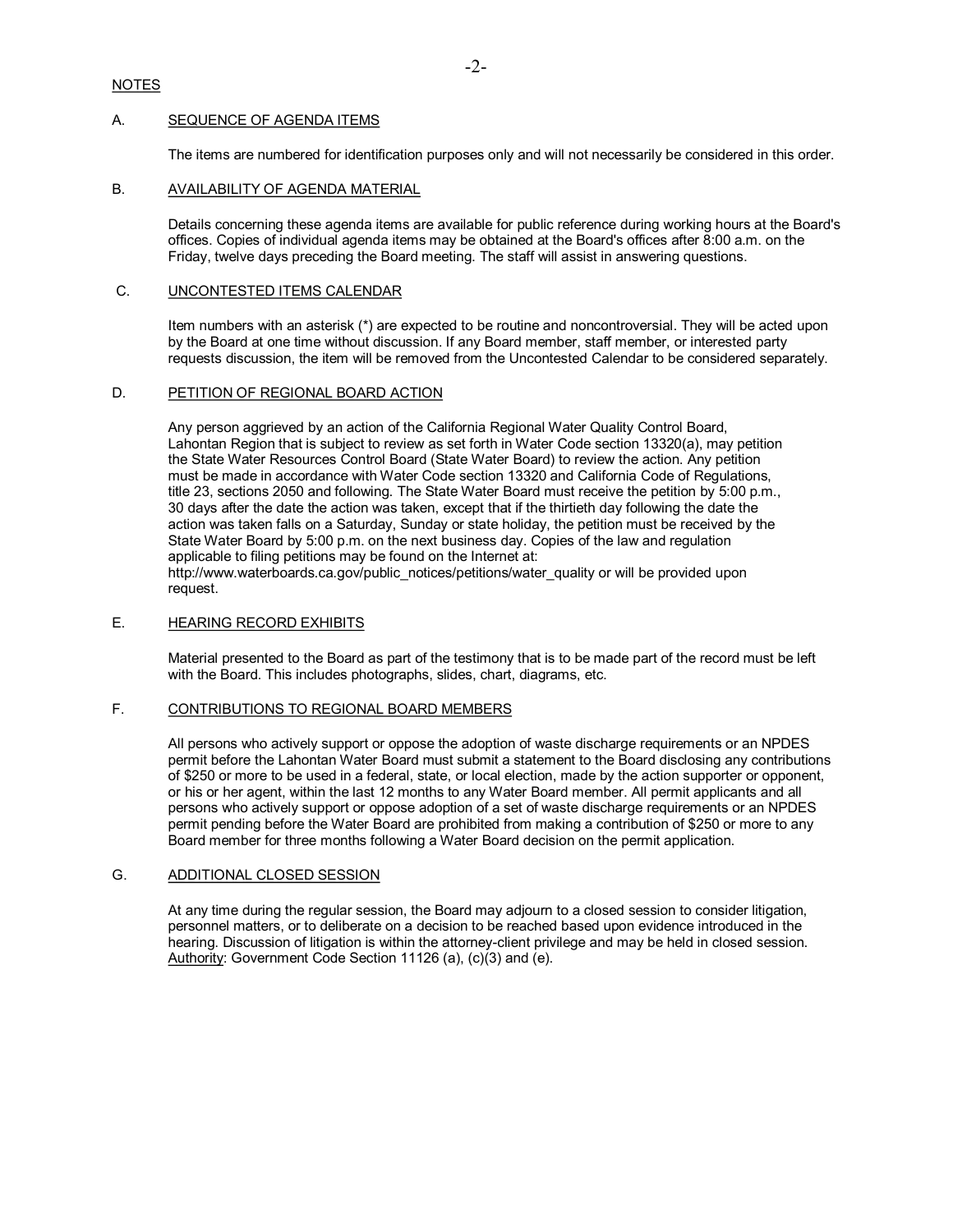## NOTES

### A. SEQUENCE OF AGENDA ITEMS

The items are numbered for identification purposes only and will not necessarily be considered in this order.

### B. AVAILABILITY OF AGENDA MATERIAL

Details concerning these agenda items are available for public reference during working hours at the Board's offices. Copies of individual agenda items may be obtained at the Board's offices after 8:00 a.m. on the Friday, twelve days preceding the Board meeting. The staff will assist in answering questions.

### C. UNCONTESTED ITEMS CALENDAR

Item numbers with an asterisk (*) are expected to be routine and noncontroversial. They will be acted upon by the Board at one time without discussion. If any Board member, staff member, or interested party requests discussion, the item will be removed from the Uncontested Calendar to be considered separately.

### D. PETITION OF REGIONAL BOARD ACTION

Any person aggrieved by an action of the California Regional Water Quality Control Board, Lahontan Region that is subject to review as set forth in Water Code section 13320(a), may petition the State Water Resources Control Board (State Water Board) to review the action. Any petition must be made in accordance with Water Code section 13320 and California Code of Regulations, title 23, sections 2050 and following. The State Water Board must receive the petition by 5:00 p.m., 30 days after the date the action was taken, except that if the thirtieth day following the date the action was taken falls on a Saturday, Sunday or state holiday, the petition must be received by the State Water Board by 5:00 p.m. on the next business day. Copies of the law and regulation applicable to filing petitions may be found on the Internet at: http://www.waterboards.ca.gov/public_notices/petitions/water_quality or will be provided upon request.

### E. HEARING RECORD EXHIBITS

Material presented to the Board as part of the testimony that is to be made part of the record must be left with the Board. This includes photographs, slides, chart, diagrams, etc.

### F. CONTRIBUTIONS TO REGIONAL BOARD MEMBERS

All persons who actively support or oppose the adoption of waste discharge requirements or an NPDES permit before the Lahontan Water Board must submit a statement to the Board disclosing any contributions of $250 or more to be used in a federal, state, or local election, made by the action supporter or opponent, or his or her agent, within the last 12 months to any Water Board member. All permit applicants and all persons who actively support or oppose adoption of a set of waste discharge requirements or an NPDES permit pending before the Water Board are prohibited from making a contribution of $250 or more to any Board member for three months following a Water Board decision on the permit application.

### G. ADDITIONAL CLOSED SESSION

At any time during the regular session, the Board may adjourn to a closed session to consider litigation, personnel matters, or to deliberate on a decision to be reached based upon evidence introduced in the hearing. Discussion of litigation is within the attorney-client privilege and may be held in closed session. Authority: Government Code Section 11126 (a), (c)(3) and (e).